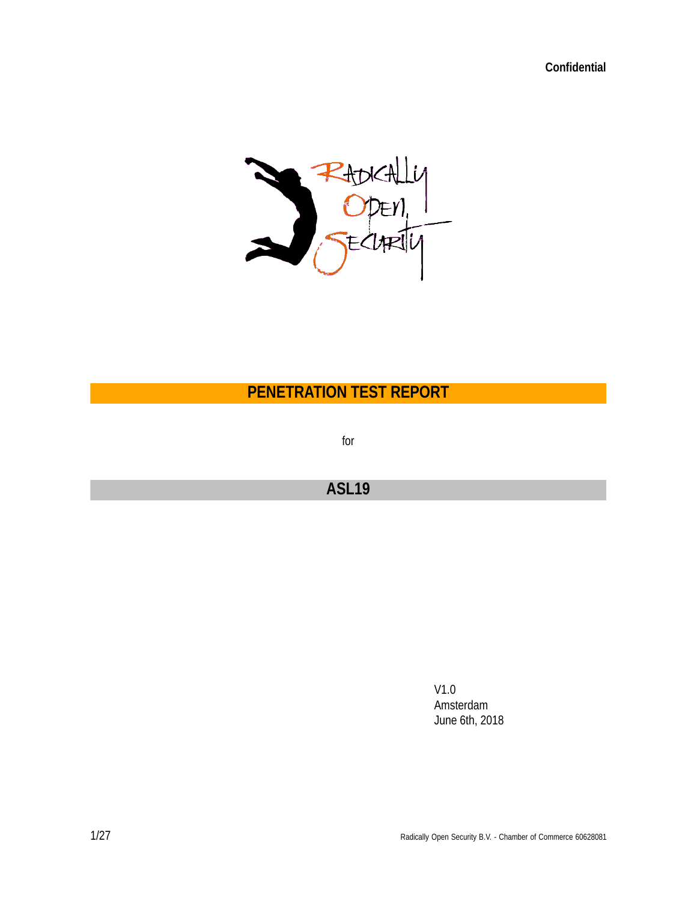**Confidential**

# PENETRATION TEST REPORT

for

## ASL19

V1.0
Amsterdam
June 6th, 2018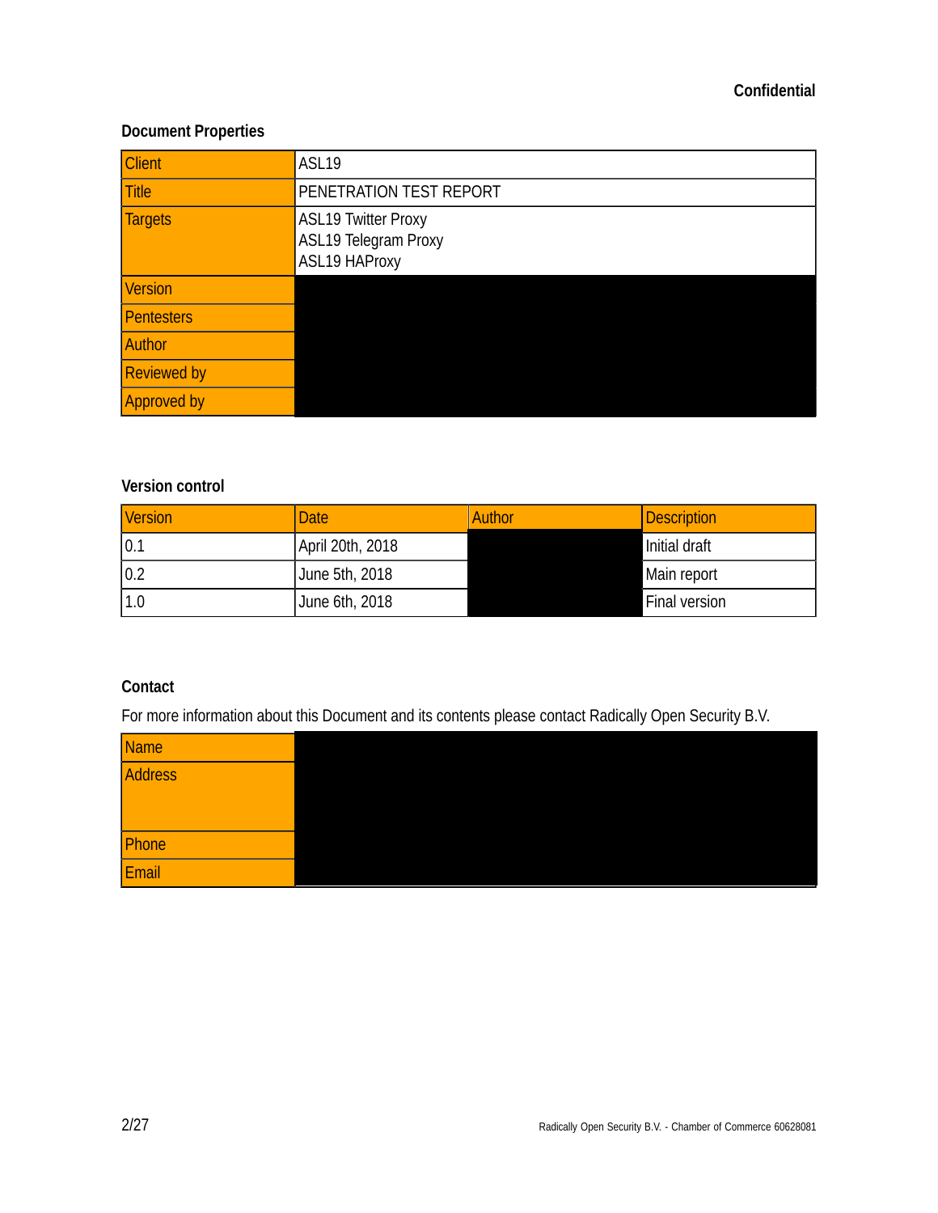**Confidential**

## Document Properties

| Client | ASL19 |
| --- | --- |
| Title | PENETRATION TEST REPORT |
| Targets | ASL19 Twitter Proxy<br>ASL19 Telegram Proxy<br>ASL19 HAProxy |
| Version | |
| Pentesters | |
| Author | |
| Reviewed by | |
| Approved by | |

## Version control

| Version | Date | Author | Description |
| --- | --- | --- | --- |
| 0.1 | April 20th, 2018 | | Initial draft |
| 0.2 | June 5th, 2018 | | Main report |
| 1.0 | June 6th, 2018 | | Final version |

## Contact

For more information about this Document and its contents please contact Radically Open Security B.V.

| Name | |
| --- | --- |
| Address | |
| Phone | |
| Email | |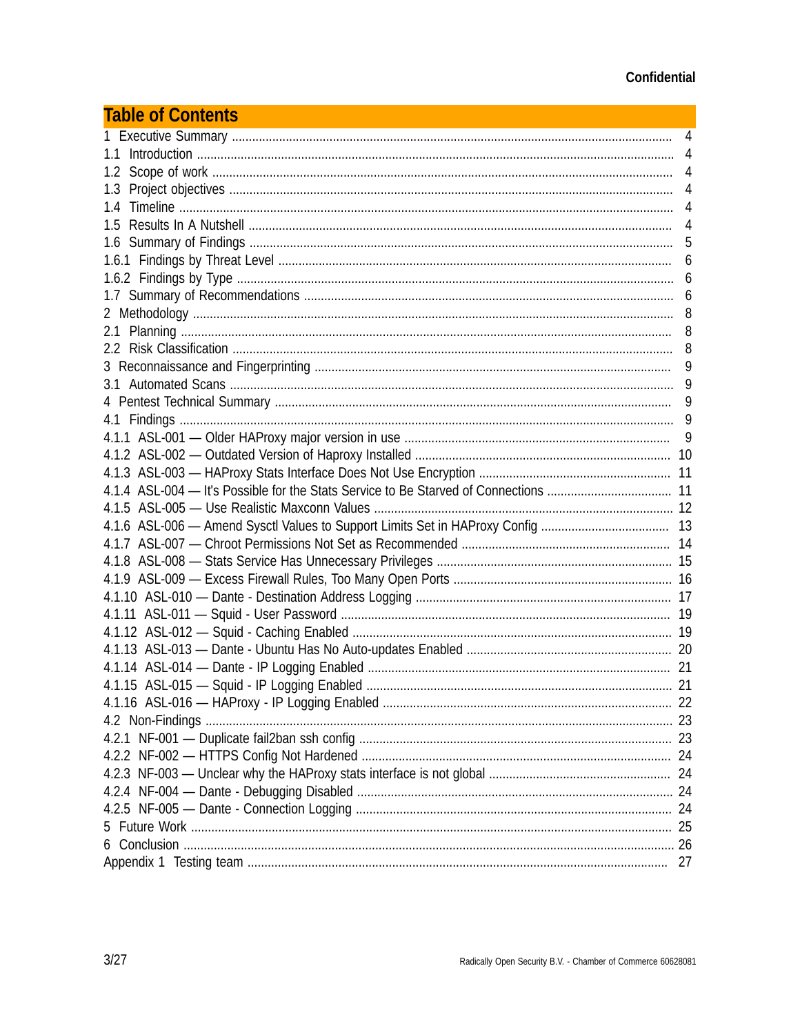# Table of Contents

| | |
|---|---|
| 1 Executive Summary | 4 |
| 1.1 Introduction | 4 |
| 1.2 Scope of work | 4 |
| 1.3 Project objectives | 4 |
| 1.4 Timeline | 4 |
| 1.5 Results In A Nutshell | 4 |
| 1.6 Summary of Findings | 5 |
| 1.6.1 Findings by Threat Level | 6 |
| 1.6.2 Findings by Type | 6 |
| 1.7 Summary of Recommendations | 6 |
| 2 Methodology | 8 |
| 2.1 Planning | 8 |
| 2.2 Risk Classification | 8 |
| 3 Reconnaissance and Fingerprinting | 9 |
| 3.1 Automated Scans | 9 |
| 4 Pentest Technical Summary | 9 |
| 4.1 Findings | 9 |
| 4.1.1 ASL-001 — Older HAProxy major version in use | 9 |
| 4.1.2 ASL-002 — Outdated Version of Haproxy Installed | 10 |
| 4.1.3 ASL-003 — HAProxy Stats Interface Does Not Use Encryption | 11 |
| 4.1.4 ASL-004 — It's Possible for the Stats Service to Be Starved of Connections | 11 |
| 4.1.5 ASL-005 — Use Realistic Maxconn Values | 12 |
| 4.1.6 ASL-006 — Amend Sysctl Values to Support Limits Set in HAProxy Config | 13 |
| 4.1.7 ASL-007 — Chroot Permissions Not Set as Recommended | 14 |
| 4.1.8 ASL-008 — Stats Service Has Unnecessary Privileges | 15 |
| 4.1.9 ASL-009 — Excess Firewall Rules, Too Many Open Ports | 16 |
| 4.1.10 ASL-010 — Dante - Destination Address Logging | 17 |
| 4.1.11 ASL-011 — Squid - User Password | 19 |
| 4.1.12 ASL-012 — Squid - Caching Enabled | 19 |
| 4.1.13 ASL-013 — Dante - Ubuntu Has No Auto-updates Enabled | 20 |
| 4.1.14 ASL-014 — Dante - IP Logging Enabled | 21 |
| 4.1.15 ASL-015 — Squid - IP Logging Enabled | 21 |
| 4.1.16 ASL-016 — HAProxy - IP Logging Enabled | 22 |
| 4.2 Non-Findings | 23 |
| 4.2.1 NF-001 — Duplicate fail2ban ssh config | 23 |
| 4.2.2 NF-002 — HTTPS Config Not Hardened | 24 |
| 4.2.3 NF-003 — Unclear why the HAProxy stats interface is not global | 24 |
| 4.2.4 NF-004 — Dante - Debugging Disabled | 24 |
| 4.2.5 NF-005 — Dante - Connection Logging | 24 |
| 5 Future Work | 25 |
| 6 Conclusion | 26 |
| Appendix 1 Testing team | 27 |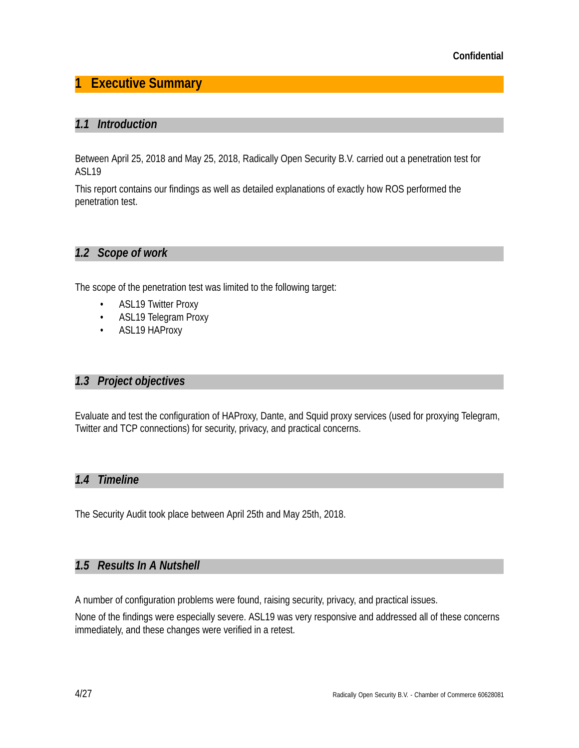# 1 Executive Summary

## 1.1 Introduction

Between April 25, 2018 and May 25, 2018, Radically Open Security B.V. carried out a penetration test for ASL19

This report contains our findings as well as detailed explanations of exactly how ROS performed the penetration test.

## 1.2 Scope of work

The scope of the penetration test was limited to the following target:

- ASL19 Twitter Proxy
- ASL19 Telegram Proxy
- ASL19 HAProxy

## 1.3 Project objectives

Evaluate and test the configuration of HAProxy, Dante, and Squid proxy services (used for proxying Telegram, Twitter and TCP connections) for security, privacy, and practical concerns.

## 1.4 Timeline

The Security Audit took place between April 25th and May 25th, 2018.

## 1.5 Results In A Nutshell

A number of configuration problems were found, raising security, privacy, and practical issues.

None of the findings were especially severe. ASL19 was very responsive and addressed all of these concerns immediately, and these changes were verified in a retest.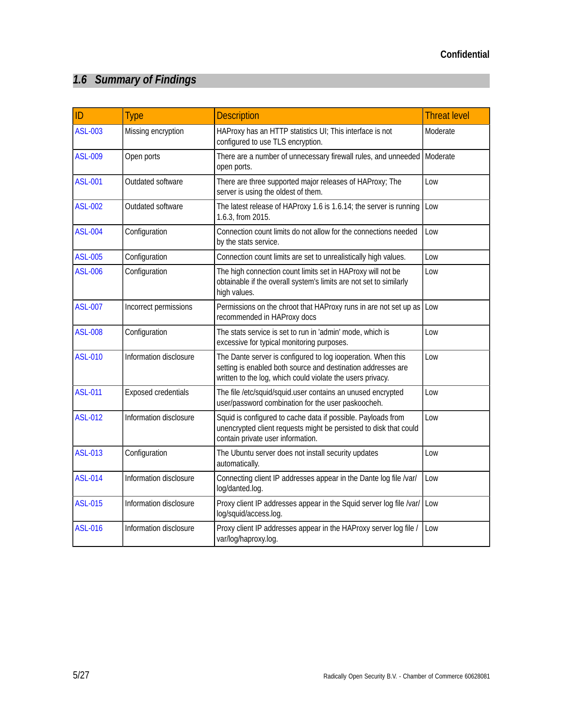## 1.6 Summary of Findings

| ID | Type | Description | Threat level |
|---|---|---|---|
| ASL-003 | Missing encryption | HAProxy has an HTTP statistics UI; This interface is not configured to use TLS encryption. | Moderate |
| ASL-009 | Open ports | There are a number of unnecessary firewall rules, and unneeded open ports. | Moderate |
| ASL-001 | Outdated software | There are three supported major releases of HAProxy; The server is using the oldest of them. | Low |
| ASL-002 | Outdated software | The latest release of HAProxy 1.6 is 1.6.14; the server is running 1.6.3, from 2015. | Low |
| ASL-004 | Configuration | Connection count limits do not allow for the connections needed by the stats service. | Low |
| ASL-005 | Configuration | Connection count limits are set to unrealistically high values. | Low |
| ASL-006 | Configuration | The high connection count limits set in HAProxy will not be obtainable if the overall system's limits are not set to similarly high values. | Low |
| ASL-007 | Incorrect permissions | Permissions on the chroot that HAProxy runs in are not set up as recommended in HAProxy docs | Low |
| ASL-008 | Configuration | The stats service is set to run in 'admin' mode, which is excessive for typical monitoring purposes. | Low |
| ASL-010 | Information disclosure | The Dante server is configured to log iooperation. When this setting is enabled both source and destination addresses are written to the log, which could violate the users privacy. | Low |
| ASL-011 | Exposed credentials | The file /etc/squid/squid.user contains an unused encrypted user/password combination for the user paskoocheh. | Low |
| ASL-012 | Information disclosure | Squid is configured to cache data if possible. Payloads from unencrypted client requests might be persisted to disk that could contain private user information. | Low |
| ASL-013 | Configuration | The Ubuntu server does not install security updates automatically. | Low |
| ASL-014 | Information disclosure | Connecting client IP addresses appear in the Dante log file /var/log/danted.log. | Low |
| ASL-015 | Information disclosure | Proxy client IP addresses appear in the Squid server log file /var/log/squid/access.log. | Low |
| ASL-016 | Information disclosure | Proxy client IP addresses appear in the HAProxy server log file /var/log/haproxy.log. | Low |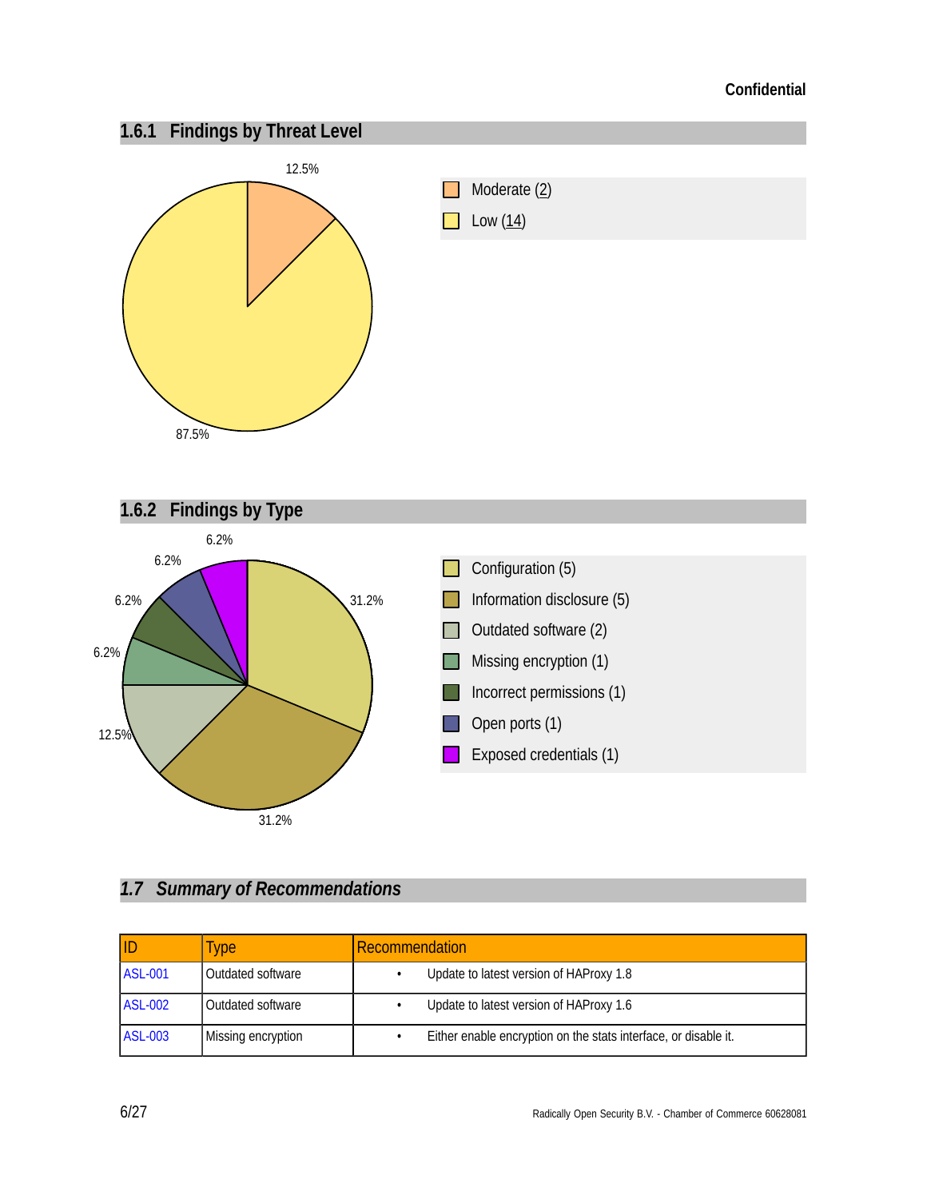### 1.6.1 Findings by Threat Level

12.5%

87.5%

- Moderate (2)
- Low (14)

### 1.6.2 Findings by Type

6.2%

6.2%

6.2%

6.2%

31.2%

12.5%

31.2%

- Configuration (5)
- Information disclosure (5)
- Outdated software (2)
- Missing encryption (1)
- Incorrect permissions (1)
- Open ports (1)
- Exposed credentials (1)

## *1.7 Summary of Recommendations*

| ID | Type | Recommendation |
|---|---|---|
| ASL-001 | Outdated software | • Update to latest version of HAProxy 1.8 |
| ASL-002 | Outdated software | • Update to latest version of HAProxy 1.6 |
| ASL-003 | Missing encryption | • Either enable encryption on the stats interface, or disable it. |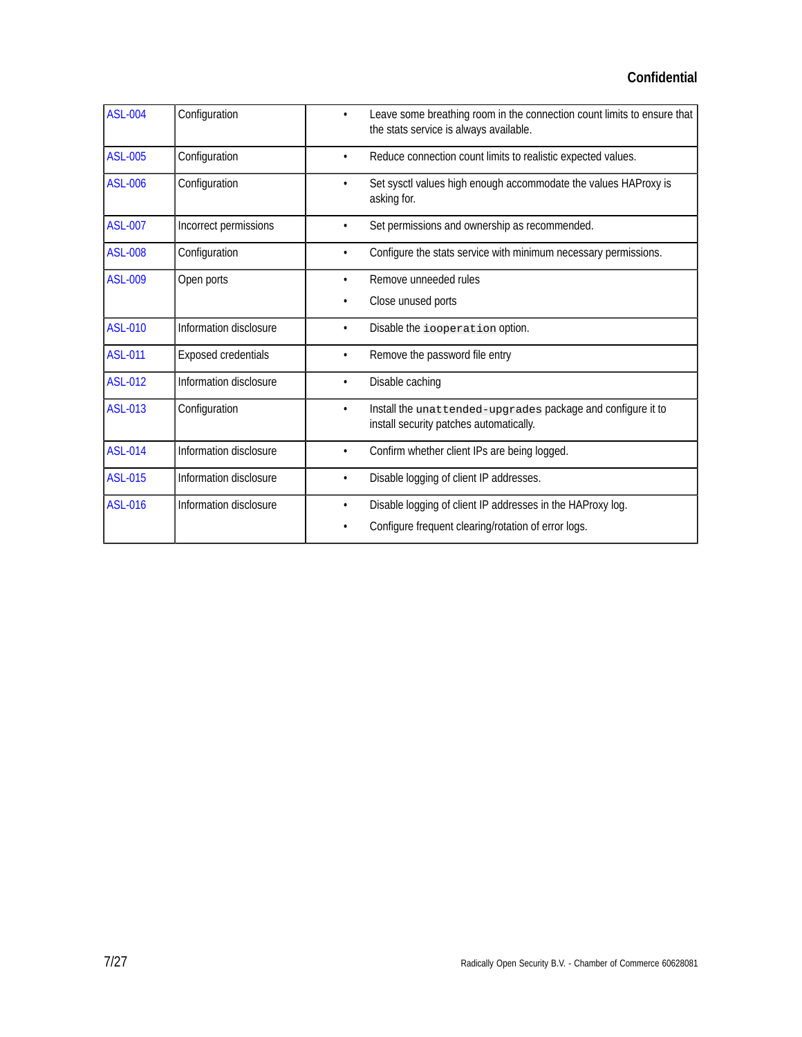| | | |
|---|---|---|
| ASL-004 | Configuration | • Leave some breathing room in the connection count limits to ensure that the stats service is always available. |
| ASL-005 | Configuration | • Reduce connection count limits to realistic expected values. |
| ASL-006 | Configuration | • Set sysctl values high enough accommodate the values HAProxy is asking for. |
| ASL-007 | Incorrect permissions | • Set permissions and ownership as recommended. |
| ASL-008 | Configuration | • Configure the stats service with minimum necessary permissions. |
| ASL-009 | Open ports | • Remove unneeded rules<br>• Close unused ports |
| ASL-010 | Information disclosure | • Disable the `iooperation` option. |
| ASL-011 | Exposed credentials | • Remove the password file entry |
| ASL-012 | Information disclosure | • Disable caching |
| ASL-013 | Configuration | • Install the `unattended-upgrades` package and configure it to install security patches automatically. |
| ASL-014 | Information disclosure | • Confirm whether client IPs are being logged. |
| ASL-015 | Information disclosure | • Disable logging of client IP addresses. |
| ASL-016 | Information disclosure | • Disable logging of client IP addresses in the HAProxy log.<br>• Configure frequent clearing/rotation of error logs. |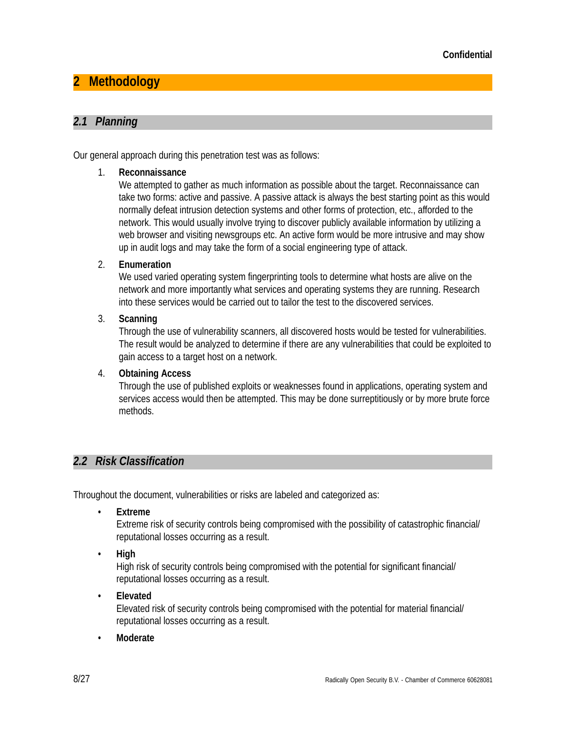# 2 Methodology

## 2.1 Planning

Our general approach during this penetration test was as follows:

1. **Reconnaissance**
   We attempted to gather as much information as possible about the target. Reconnaissance can take two forms: active and passive. A passive attack is always the best starting point as this would normally defeat intrusion detection systems and other forms of protection, etc., afforded to the network. This would usually involve trying to discover publicly available information by utilizing a web browser and visiting newsgroups etc. An active form would be more intrusive and may show up in audit logs and may take the form of a social engineering type of attack.

2. **Enumeration**
   We used varied operating system fingerprinting tools to determine what hosts are alive on the network and more importantly what services and operating systems they are running. Research into these services would be carried out to tailor the test to the discovered services.

3. **Scanning**
   Through the use of vulnerability scanners, all discovered hosts would be tested for vulnerabilities. The result would be analyzed to determine if there are any vulnerabilities that could be exploited to gain access to a target host on a network.

4. **Obtaining Access**
   Through the use of published exploits or weaknesses found in applications, operating system and services access would then be attempted. This may be done surreptitiously or by more brute force methods.

## 2.2 Risk Classification

Throughout the document, vulnerabilities or risks are labeled and categorized as:

- **Extreme**
  Extreme risk of security controls being compromised with the possibility of catastrophic financial/ reputational losses occurring as a result.
- **High**
  High risk of security controls being compromised with the potential for significant financial/ reputational losses occurring as a result.
- **Elevated**
  Elevated risk of security controls being compromised with the potential for material financial/ reputational losses occurring as a result.
- **Moderate**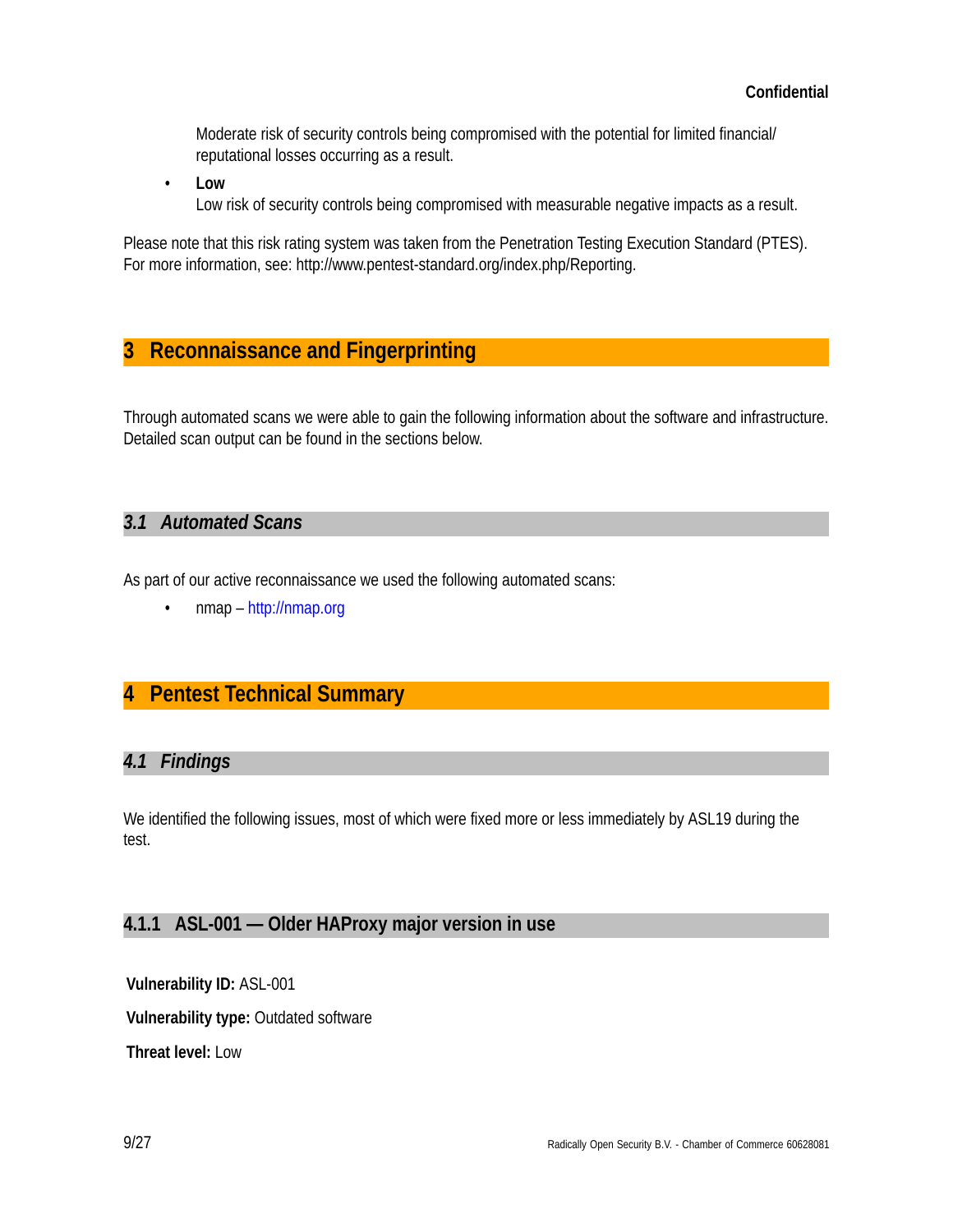Moderate risk of security controls being compromised with the potential for limited financial/ reputational losses occurring as a result.

- **Low**
  Low risk of security controls being compromised with measurable negative impacts as a result.

Please note that this risk rating system was taken from the Penetration Testing Execution Standard (PTES). For more information, see: http://www.pentest-standard.org/index.php/Reporting.

# 3 Reconnaissance and Fingerprinting

Through automated scans we were able to gain the following information about the software and infrastructure. Detailed scan output can be found in the sections below.

## 3.1 Automated Scans

As part of our active reconnaissance we used the following automated scans:

- nmap – http://nmap.org

# 4 Pentest Technical Summary

## 4.1 Findings

We identified the following issues, most of which were fixed more or less immediately by ASL19 during the test.

### 4.1.1 ASL-001 — Older HAProxy major version in use

**Vulnerability ID:** ASL-001

**Vulnerability type:** Outdated software

**Threat level:** Low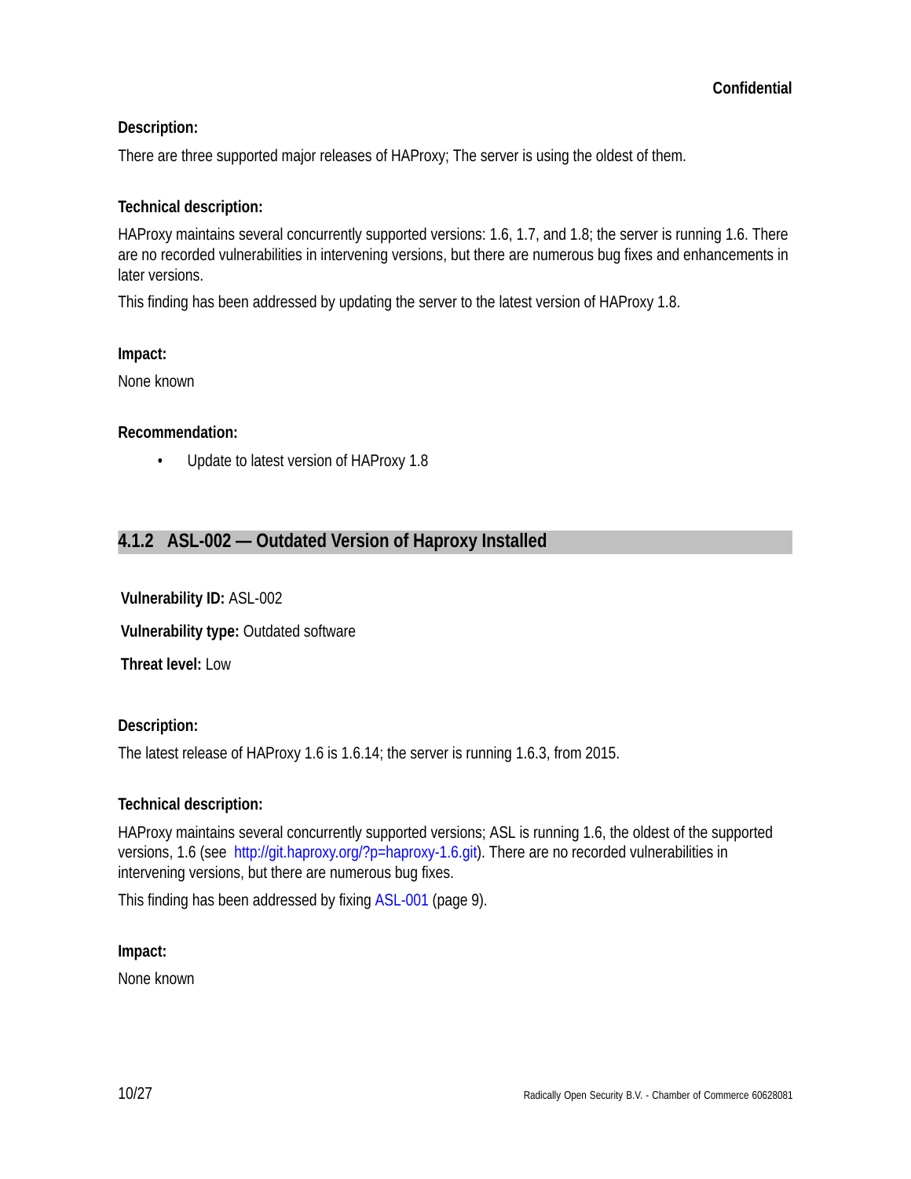**Description:**

There are three supported major releases of HAProxy; The server is using the oldest of them.

**Technical description:**

HAProxy maintains several concurrently supported versions: 1.6, 1.7, and 1.8; the server is running 1.6. There are no recorded vulnerabilities in intervening versions, but there are numerous bug fixes and enhancements in later versions.

This finding has been addressed by updating the server to the latest version of HAProxy 1.8.

**Impact:**

None known

**Recommendation:**

- Update to latest version of HAProxy 1.8

### 4.1.2 ASL-002 — Outdated Version of Haproxy Installed

**Vulnerability ID:** ASL-002

**Vulnerability type:** Outdated software

**Threat level:** Low

**Description:**

The latest release of HAProxy 1.6 is 1.6.14; the server is running 1.6.3, from 2015.

**Technical description:**

HAProxy maintains several concurrently supported versions; ASL is running 1.6, the oldest of the supported versions, 1.6 (see http://git.haproxy.org/?p=haproxy-1.6.git). There are no recorded vulnerabilities in intervening versions, but there are numerous bug fixes.

This finding has been addressed by fixing ASL-001 (page 9).

**Impact:**

None known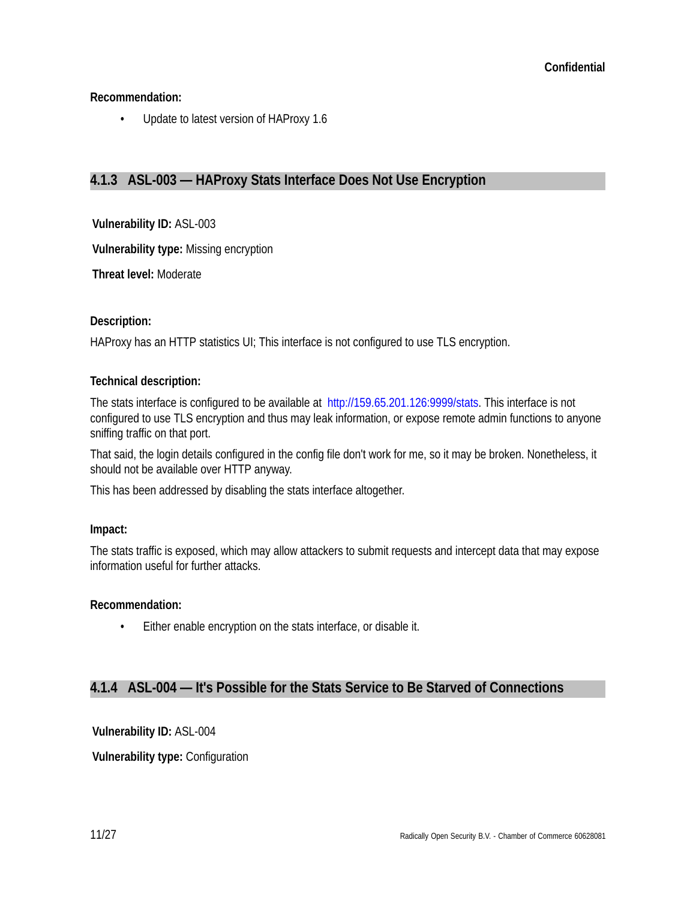**Recommendation:**

- Update to latest version of HAProxy 1.6

### 4.1.3 ASL-003 — HAProxy Stats Interface Does Not Use Encryption

**Vulnerability ID:** ASL-003

**Vulnerability type:** Missing encryption

**Threat level:** Moderate

**Description:**

HAProxy has an HTTP statistics UI; This interface is not configured to use TLS encryption.

**Technical description:**

The stats interface is configured to be available at http://159.65.201.126:9999/stats. This interface is not configured to use TLS encryption and thus may leak information, or expose remote admin functions to anyone sniffing traffic on that port.

That said, the login details configured in the config file don't work for me, so it may be broken. Nonetheless, it should not be available over HTTP anyway.

This has been addressed by disabling the stats interface altogether.

**Impact:**

The stats traffic is exposed, which may allow attackers to submit requests and intercept data that may expose information useful for further attacks.

**Recommendation:**

- Either enable encryption on the stats interface, or disable it.

### 4.1.4 ASL-004 — It's Possible for the Stats Service to Be Starved of Connections

**Vulnerability ID:** ASL-004

**Vulnerability type:** Configuration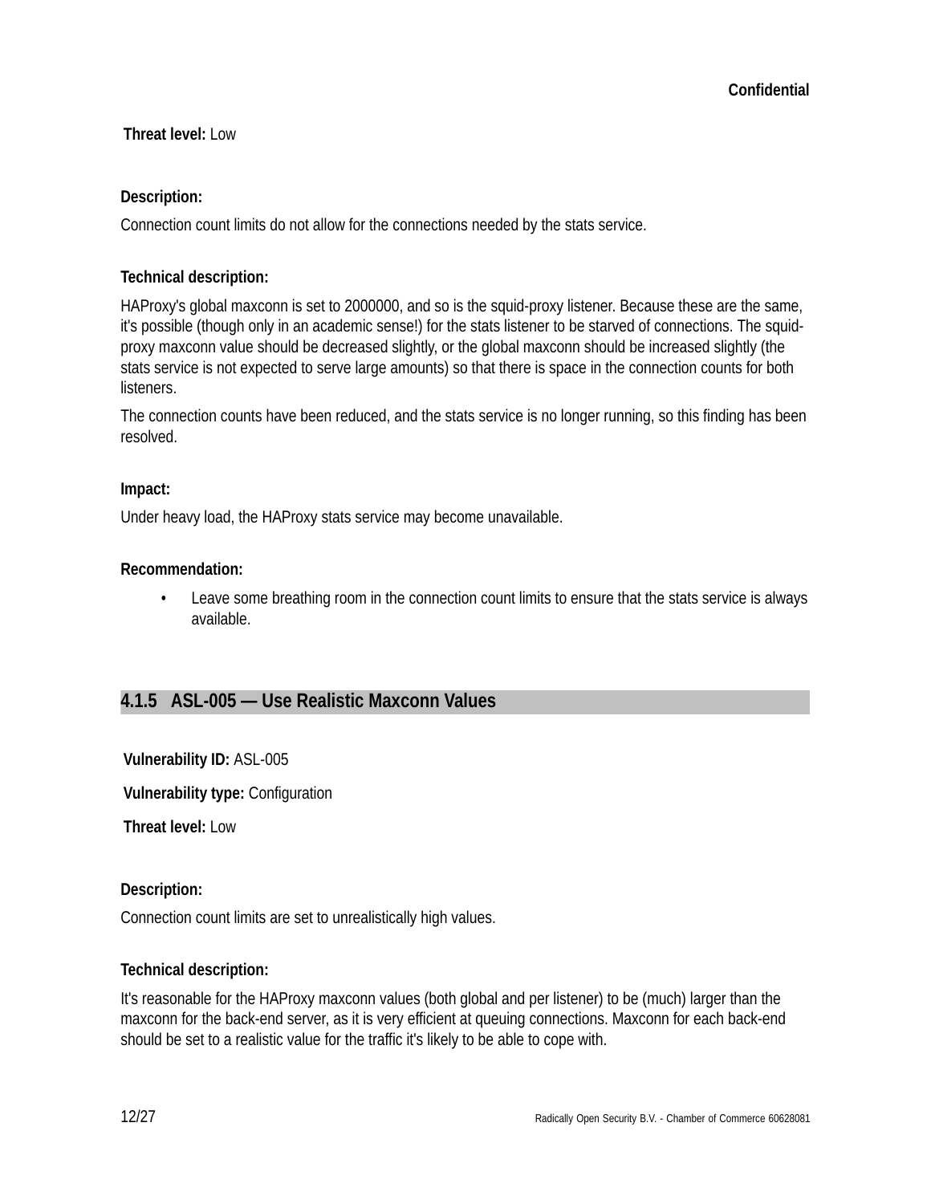**Threat level:** Low

**Description:**

Connection count limits do not allow for the connections needed by the stats service.

**Technical description:**

HAProxy's global maxconn is set to 2000000, and so is the squid-proxy listener. Because these are the same, it's possible (though only in an academic sense!) for the stats listener to be starved of connections. The squid-proxy maxconn value should be decreased slightly, or the global maxconn should be increased slightly (the stats service is not expected to serve large amounts) so that there is space in the connection counts for both listeners.

The connection counts have been reduced, and the stats service is no longer running, so this finding has been resolved.

**Impact:**

Under heavy load, the HAProxy stats service may become unavailable.

**Recommendation:**

- Leave some breathing room in the connection count limits to ensure that the stats service is always available.

### 4.1.5 ASL-005 — Use Realistic Maxconn Values

**Vulnerability ID:** ASL-005

**Vulnerability type:** Configuration

**Threat level:** Low

**Description:**

Connection count limits are set to unrealistically high values.

**Technical description:**

It's reasonable for the HAProxy maxconn values (both global and per listener) to be (much) larger than the maxconn for the back-end server, as it is very efficient at queuing connections. Maxconn for each back-end should be set to a realistic value for the traffic it's likely to be able to cope with.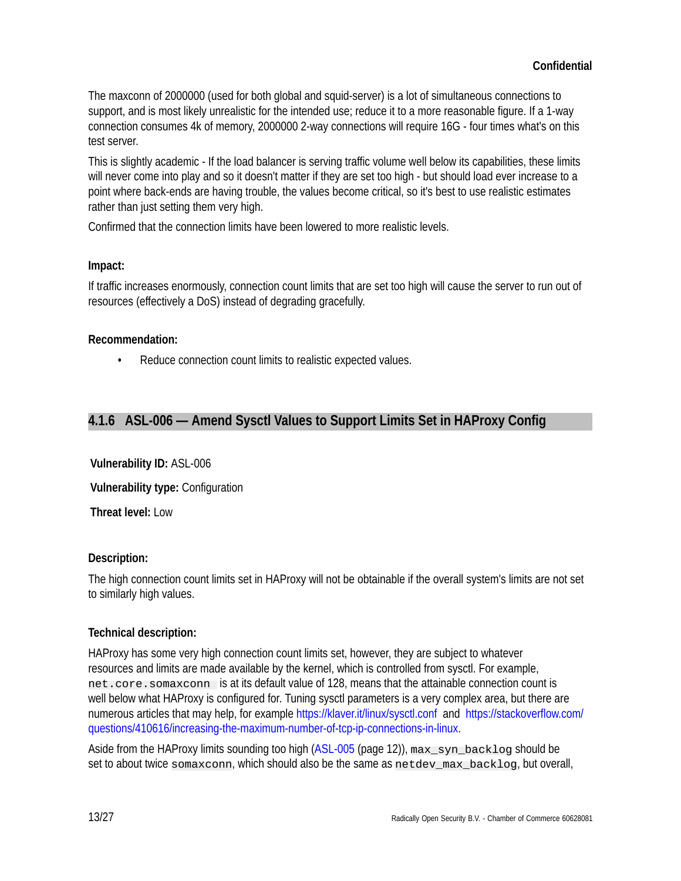The maxconn of 2000000 (used for both global and squid-server) is a lot of simultaneous connections to support, and is most likely unrealistic for the intended use; reduce it to a more reasonable figure. If a 1-way connection consumes 4k of memory, 2000000 2-way connections will require 16G - four times what's on this test server.

This is slightly academic - If the load balancer is serving traffic volume well below its capabilities, these limits will never come into play and so it doesn't matter if they are set too high - but should load ever increase to a point where back-ends are having trouble, the values become critical, so it's best to use realistic estimates rather than just setting them very high.

Confirmed that the connection limits have been lowered to more realistic levels.

**Impact:**

If traffic increases enormously, connection count limits that are set too high will cause the server to run out of resources (effectively a DoS) instead of degrading gracefully.

**Recommendation:**

- Reduce connection count limits to realistic expected values.

### 4.1.6 ASL-006 — Amend Sysctl Values to Support Limits Set in HAProxy Config

**Vulnerability ID:** ASL-006

**Vulnerability type:** Configuration

**Threat level:** Low

**Description:**

The high connection count limits set in HAProxy will not be obtainable if the overall system's limits are not set to similarly high values.

**Technical description:**

HAProxy has some very high connection count limits set, however, they are subject to whatever resources and limits are made available by the kernel, which is controlled from sysctl. For example, `net.core.somaxconn` is at its default value of 128, means that the attainable connection count is well below what HAProxy is configured for. Tuning sysctl parameters is a very complex area, but there are numerous articles that may help, for example https://klaver.it/linux/sysctl.conf and https://stackoverflow.com/questions/410616/increasing-the-maximum-number-of-tcp-ip-connections-in-linux.

Aside from the HAProxy limits sounding too high (ASL-005 (page 12)), `max_syn_backlog` should be set to about twice `somaxconn`, which should also be the same as `netdev_max_backlog`, but overall,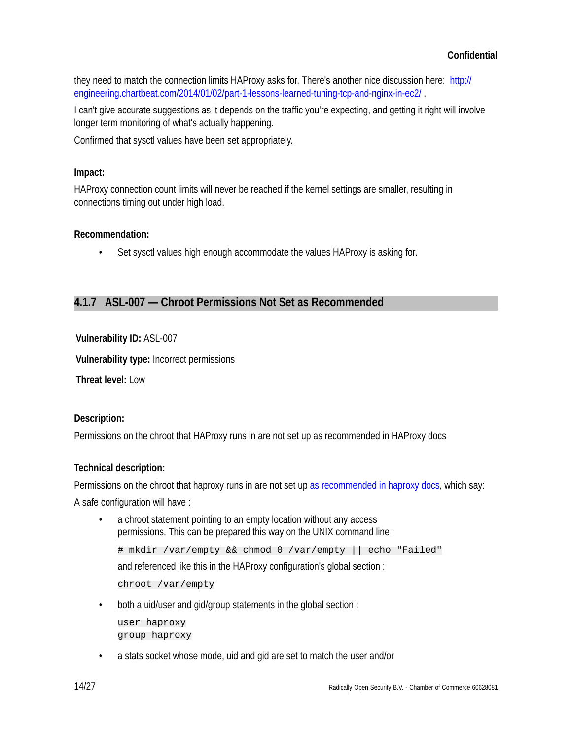they need to match the connection limits HAProxy asks for. There's another nice discussion here: http://engineering.chartbeat.com/2014/01/02/part-1-lessons-learned-tuning-tcp-and-nginx-in-ec2/ .

I can't give accurate suggestions as it depends on the traffic you're expecting, and getting it right will involve longer term monitoring of what's actually happening.

Confirmed that sysctl values have been set appropriately.

**Impact:**

HAProxy connection count limits will never be reached if the kernel settings are smaller, resulting in connections timing out under high load.

**Recommendation:**

- Set sysctl values high enough accommodate the values HAProxy is asking for.

### 4.1.7 ASL-007 — Chroot Permissions Not Set as Recommended

**Vulnerability ID:** ASL-007

**Vulnerability type:** Incorrect permissions

**Threat level:** Low

**Description:**

Permissions on the chroot that HAProxy runs in are not set up as recommended in HAProxy docs

**Technical description:**

Permissions on the chroot that haproxy runs in are not set up as recommended in haproxy docs, which say:

A safe configuration will have :

- a chroot statement pointing to an empty location without any access permissions. This can be prepared this way on the UNIX command line :

  ```
  # mkdir /var/empty && chmod 0 /var/empty || echo "Failed"
  ```

  and referenced like this in the HAProxy configuration's global section :

  ```
  chroot /var/empty
  ```

- both a uid/user and gid/group statements in the global section :

  ```
  user haproxy
  group haproxy
  ```

- a stats socket whose mode, uid and gid are set to match the user and/or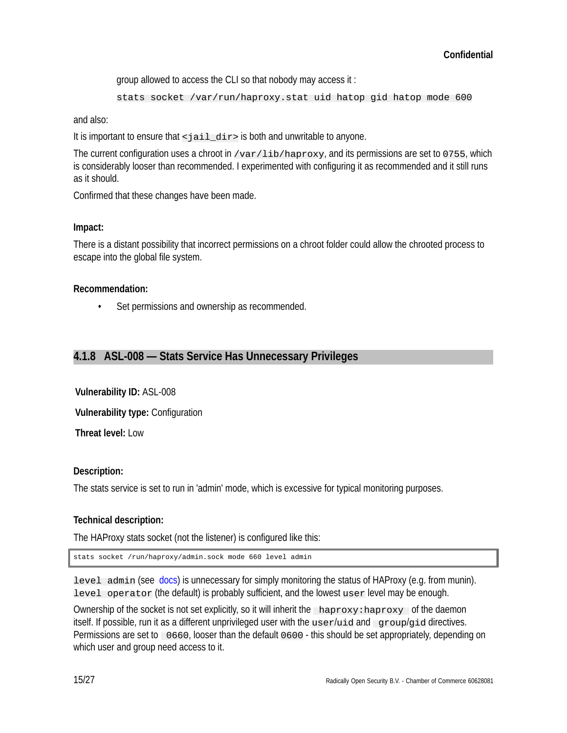group allowed to access the CLI so that nobody may access it :

`stats socket /var/run/haproxy.stat uid hatop gid hatop mode 600`

and also:

It is important to ensure that `<jail_dir>` is both and unwritable to anyone.

The current configuration uses a chroot in `/var/lib/haproxy`, and its permissions are set to `0755`, which is considerably looser than recommended. I experimented with configuring it as recommended and it still runs as it should.

Confirmed that these changes have been made.

**Impact:**

There is a distant possibility that incorrect permissions on a chroot folder could allow the chrooted process to escape into the global file system.

**Recommendation:**

- Set permissions and ownership as recommended.

### 4.1.8 ASL-008 — Stats Service Has Unnecessary Privileges

**Vulnerability ID:** ASL-008

**Vulnerability type:** Configuration

**Threat level:** Low

**Description:**

The stats service is set to run in 'admin' mode, which is excessive for typical monitoring purposes.

**Technical description:**

The HAProxy stats socket (not the listener) is configured like this:

```
stats socket /run/haproxy/admin.sock mode 660 level admin
```

`level admin` (see docs) is unnecessary for simply monitoring the status of HAProxy (e.g. from munin). `level operator` (the default) is probably sufficient, and the lowest `user` level may be enough.

Ownership of the socket is not set explicitly, so it will inherit the `haproxy:haproxy` of the daemon itself. If possible, run it as a different unprivileged user with the `user`/`uid` and `group`/`gid` directives. Permissions are set to `0660`, looser than the default `0600` - this should be set appropriately, depending on which user and group need access to it.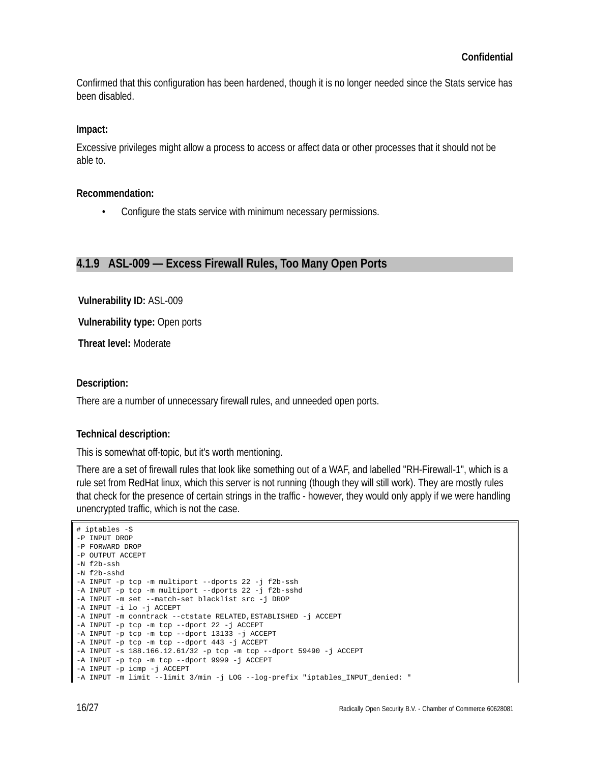Confirmed that this configuration has been hardened, though it is no longer needed since the Stats service has been disabled.

**Impact:**

Excessive privileges might allow a process to access or affect data or other processes that it should not be able to.

**Recommendation:**

- Configure the stats service with minimum necessary permissions.

### 4.1.9 ASL-009 — Excess Firewall Rules, Too Many Open Ports

**Vulnerability ID:** ASL-009

**Vulnerability type:** Open ports

**Threat level:** Moderate

**Description:**

There are a number of unnecessary firewall rules, and unneeded open ports.

**Technical description:**

This is somewhat off-topic, but it's worth mentioning.

There are a set of firewall rules that look like something out of a WAF, and labelled "RH-Firewall-1", which is a rule set from RedHat linux, which this server is not running (though they will still work). They are mostly rules that check for the presence of certain strings in the traffic - however, they would only apply if we were handling unencrypted traffic, which is not the case.

```
# iptables -S
-P INPUT DROP
-P FORWARD DROP
-P OUTPUT ACCEPT
-N f2b-ssh
-N f2b-sshd
-A INPUT -p tcp -m multiport --dports 22 -j f2b-ssh
-A INPUT -p tcp -m multiport --dports 22 -j f2b-sshd
-A INPUT -m set --match-set blacklist src -j DROP
-A INPUT -i lo -j ACCEPT
-A INPUT -m conntrack --ctstate RELATED,ESTABLISHED -j ACCEPT
-A INPUT -p tcp -m tcp --dport 22 -j ACCEPT
-A INPUT -p tcp -m tcp --dport 13133 -j ACCEPT
-A INPUT -p tcp -m tcp --dport 443 -j ACCEPT
-A INPUT -s 188.166.12.61/32 -p tcp -m tcp --dport 59490 -j ACCEPT
-A INPUT -p tcp -m tcp --dport 9999 -j ACCEPT
-A INPUT -p icmp -j ACCEPT
-A INPUT -m limit --limit 3/min -j LOG --log-prefix "iptables_INPUT_denied: "
```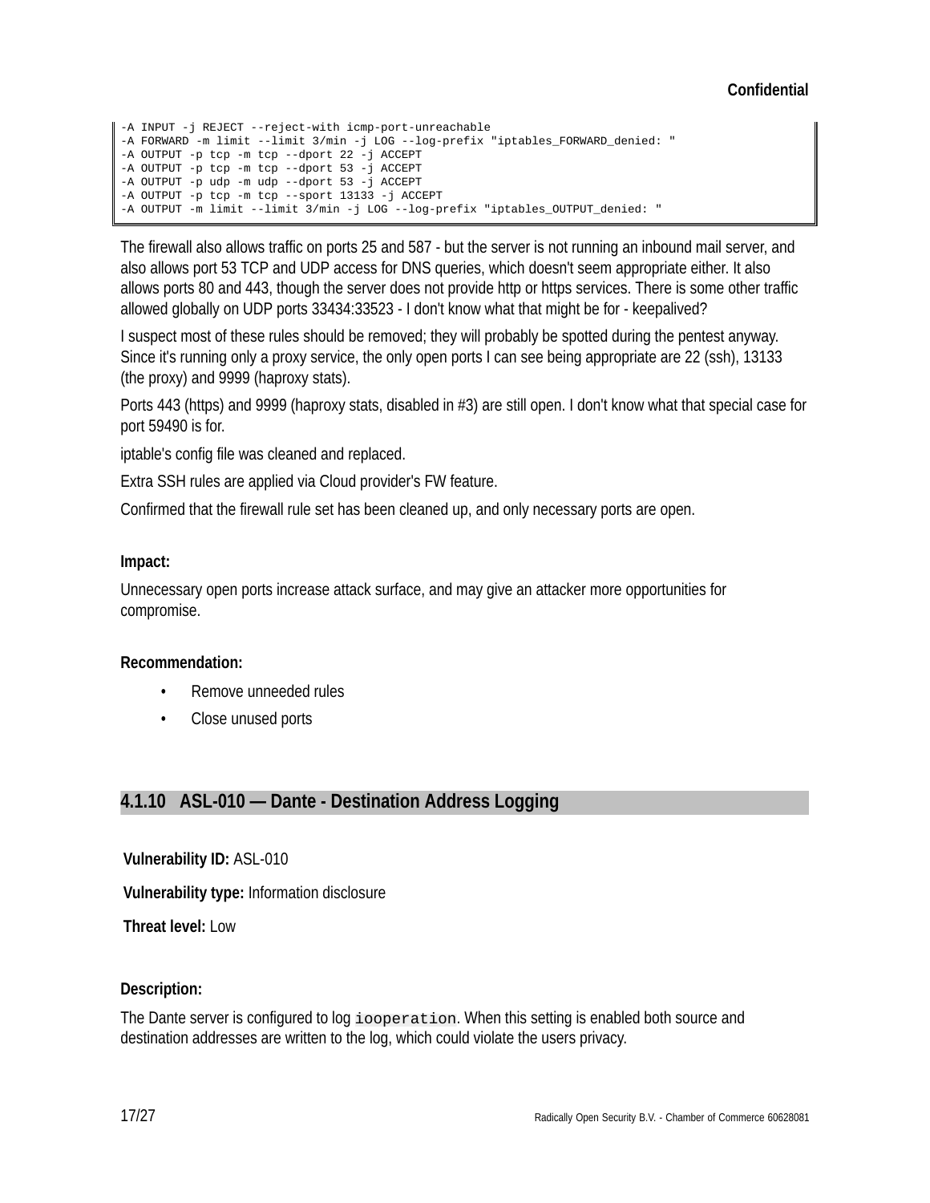```
-A INPUT -j REJECT --reject-with icmp-port-unreachable
-A FORWARD -m limit --limit 3/min -j LOG --log-prefix "iptables_FORWARD_denied: "
-A OUTPUT -p tcp -m tcp --dport 22 -j ACCEPT
-A OUTPUT -p tcp -m tcp --dport 53 -j ACCEPT
-A OUTPUT -p udp -m udp --dport 53 -j ACCEPT
-A OUTPUT -p tcp -m tcp --sport 13133 -j ACCEPT
-A OUTPUT -m limit --limit 3/min -j LOG --log-prefix "iptables_OUTPUT_denied: "
```

The firewall also allows traffic on ports 25 and 587 - but the server is not running an inbound mail server, and also allows port 53 TCP and UDP access for DNS queries, which doesn't seem appropriate either. It also allows ports 80 and 443, though the server does not provide http or https services. There is some other traffic allowed globally on UDP ports 33434:33523 - I don't know what that might be for - keepalived?

I suspect most of these rules should be removed; they will probably be spotted during the pentest anyway. Since it's running only a proxy service, the only open ports I can see being appropriate are 22 (ssh), 13133 (the proxy) and 9999 (haproxy stats).

Ports 443 (https) and 9999 (haproxy stats, disabled in #3) are still open. I don't know what that special case for port 59490 is for.

iptable's config file was cleaned and replaced.

Extra SSH rules are applied via Cloud provider's FW feature.

Confirmed that the firewall rule set has been cleaned up, and only necessary ports are open.

**Impact:**

Unnecessary open ports increase attack surface, and may give an attacker more opportunities for compromise.

**Recommendation:**

- Remove unneeded rules
- Close unused ports

### 4.1.10 ASL-010 — Dante - Destination Address Logging

**Vulnerability ID:** ASL-010

**Vulnerability type:** Information disclosure

**Threat level:** Low

**Description:**

The Dante server is configured to log `iooperation`. When this setting is enabled both source and destination addresses are written to the log, which could violate the users privacy.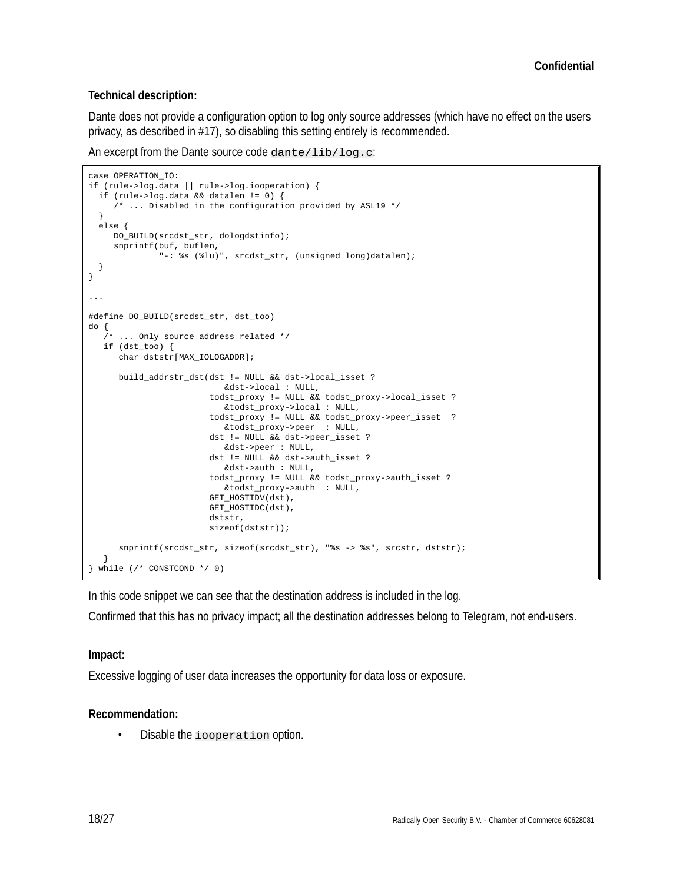**Technical description:**

Dante does not provide a configuration option to log only source addresses (which have no effect on the users privacy, as described in #17), so disabling this setting entirely is recommended.

An excerpt from the Dante source code `dante/lib/log.c`:

```
case OPERATION_IO:
if (rule->log.data || rule->log.iooperation) {
  if (rule->log.data && datalen != 0) {
     /* ... Disabled in the configuration provided by ASL19 */
  }
  else {
     DO_BUILD(srcdst_str, dologdstinfo);
     snprintf(buf, buflen,
              "-: %s (%lu)", srcdst_str, (unsigned long)datalen);
  }
}

...

#define DO_BUILD(srcdst_str, dst_too)
do {
   /* ... Only source address related */
   if (dst_too) {
      char dststr[MAX_IOLOGADDR];

      build_addrstr_dst(dst != NULL && dst->local_isset ?
                           &dst->local : NULL,
                        todst_proxy != NULL && todst_proxy->local_isset ?
                           &todst_proxy->local : NULL,
                        todst_proxy != NULL && todst_proxy->peer_isset  ?
                           &todst_proxy->peer  : NULL,
                        dst != NULL && dst->peer_isset ?
                           &dst->peer : NULL,
                        dst != NULL && dst->auth_isset ?
                           &dst->auth : NULL,
                        todst_proxy != NULL && todst_proxy->auth_isset ?
                           &todst_proxy->auth  : NULL,
                        GET_HOSTIDV(dst),
                        GET_HOSTIDC(dst),
                        dststr,
                        sizeof(dststr));

      snprintf(srcdst_str, sizeof(srcdst_str), "%s -> %s", srcstr, dststr);
   }
} while (/* CONSTCOND */ 0)
```

In this code snippet we can see that the destination address is included in the log.

Confirmed that this has no privacy impact; all the destination addresses belong to Telegram, not end-users.

**Impact:**

Excessive logging of user data increases the opportunity for data loss or exposure.

**Recommendation:**

- Disable the `iooperation` option.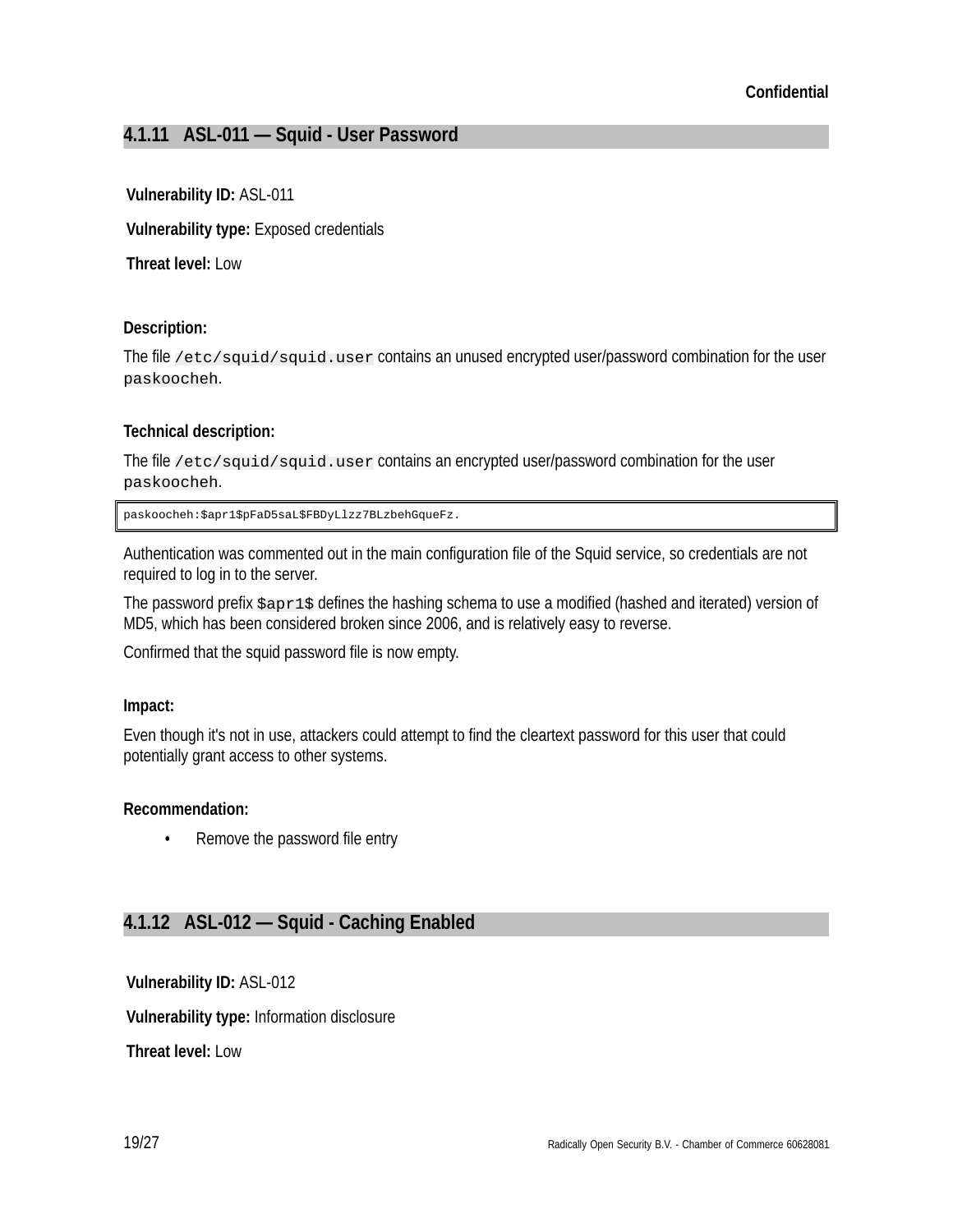### 4.1.11 ASL-011 — Squid - User Password

**Vulnerability ID:** ASL-011

**Vulnerability type:** Exposed credentials

**Threat level:** Low

**Description:**

The file `/etc/squid/squid.user` contains an unused encrypted user/password combination for the user `paskoocheh`.

**Technical description:**

The file `/etc/squid/squid.user` contains an encrypted user/password combination for the user `paskoocheh`.

```
paskoocheh:$apr1$pFaD5saL$FBDyLlzz7BLzbehGqueFz.
```

Authentication was commented out in the main configuration file of the Squid service, so credentials are not required to log in to the server.

The password prefix `$apr1$` defines the hashing schema to use a modified (hashed and iterated) version of MD5, which has been considered broken since 2006, and is relatively easy to reverse.

Confirmed that the squid password file is now empty.

**Impact:**

Even though it's not in use, attackers could attempt to find the cleartext password for this user that could potentially grant access to other systems.

**Recommendation:**

- Remove the password file entry

### 4.1.12 ASL-012 — Squid - Caching Enabled

**Vulnerability ID:** ASL-012

**Vulnerability type:** Information disclosure

**Threat level:** Low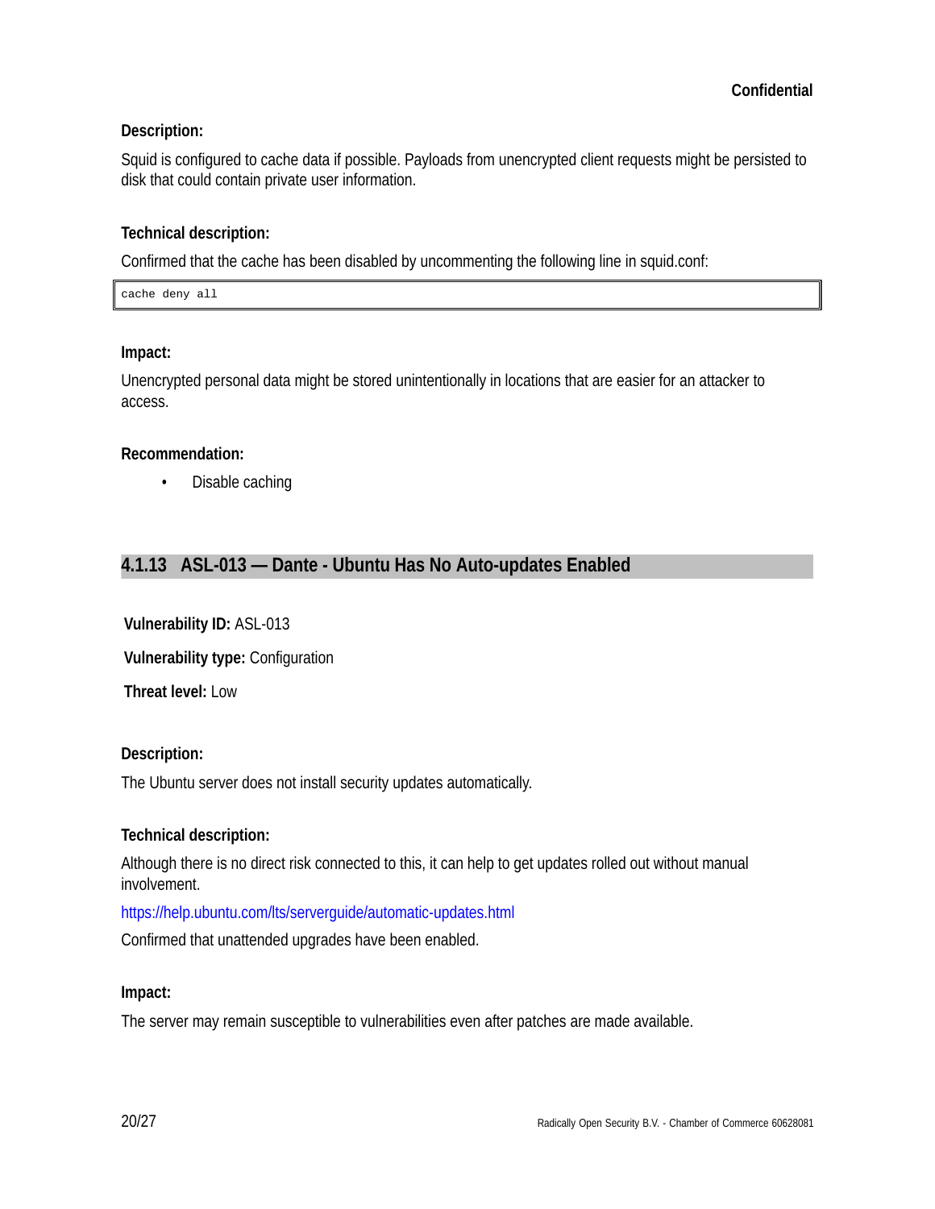**Description:**

Squid is configured to cache data if possible. Payloads from unencrypted client requests might be persisted to disk that could contain private user information.

**Technical description:**

Confirmed that the cache has been disabled by uncommenting the following line in squid.conf:

```
cache deny all
```

**Impact:**

Unencrypted personal data might be stored unintentionally in locations that are easier for an attacker to access.

**Recommendation:**

- Disable caching

### 4.1.13 ASL-013 — Dante - Ubuntu Has No Auto-updates Enabled

**Vulnerability ID:** ASL-013

**Vulnerability type:** Configuration

**Threat level:** Low

**Description:**

The Ubuntu server does not install security updates automatically.

**Technical description:**

Although there is no direct risk connected to this, it can help to get updates rolled out without manual involvement.

https://help.ubuntu.com/lts/serverguide/automatic-updates.html

Confirmed that unattended upgrades have been enabled.

**Impact:**

The server may remain susceptible to vulnerabilities even after patches are made available.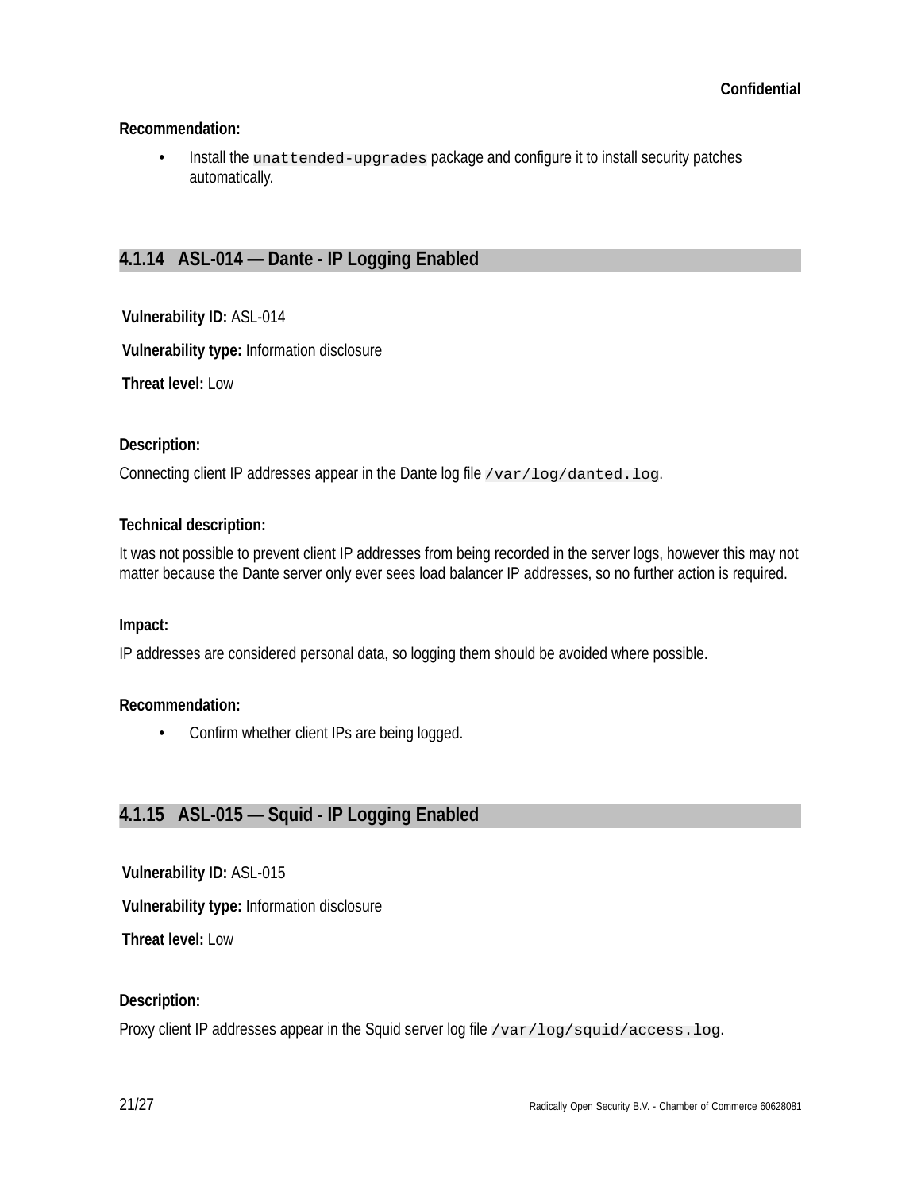**Recommendation:**

- Install the `unattended-upgrades` package and configure it to install security patches automatically.

### 4.1.14 ASL-014 — Dante - IP Logging Enabled

**Vulnerability ID:** ASL-014

**Vulnerability type:** Information disclosure

**Threat level:** Low

**Description:**

Connecting client IP addresses appear in the Dante log file `/var/log/danted.log`.

**Technical description:**

It was not possible to prevent client IP addresses from being recorded in the server logs, however this may not matter because the Dante server only ever sees load balancer IP addresses, so no further action is required.

**Impact:**

IP addresses are considered personal data, so logging them should be avoided where possible.

**Recommendation:**

- Confirm whether client IPs are being logged.

### 4.1.15 ASL-015 — Squid - IP Logging Enabled

**Vulnerability ID:** ASL-015

**Vulnerability type:** Information disclosure

**Threat level:** Low

**Description:**

Proxy client IP addresses appear in the Squid server log file `/var/log/squid/access.log`.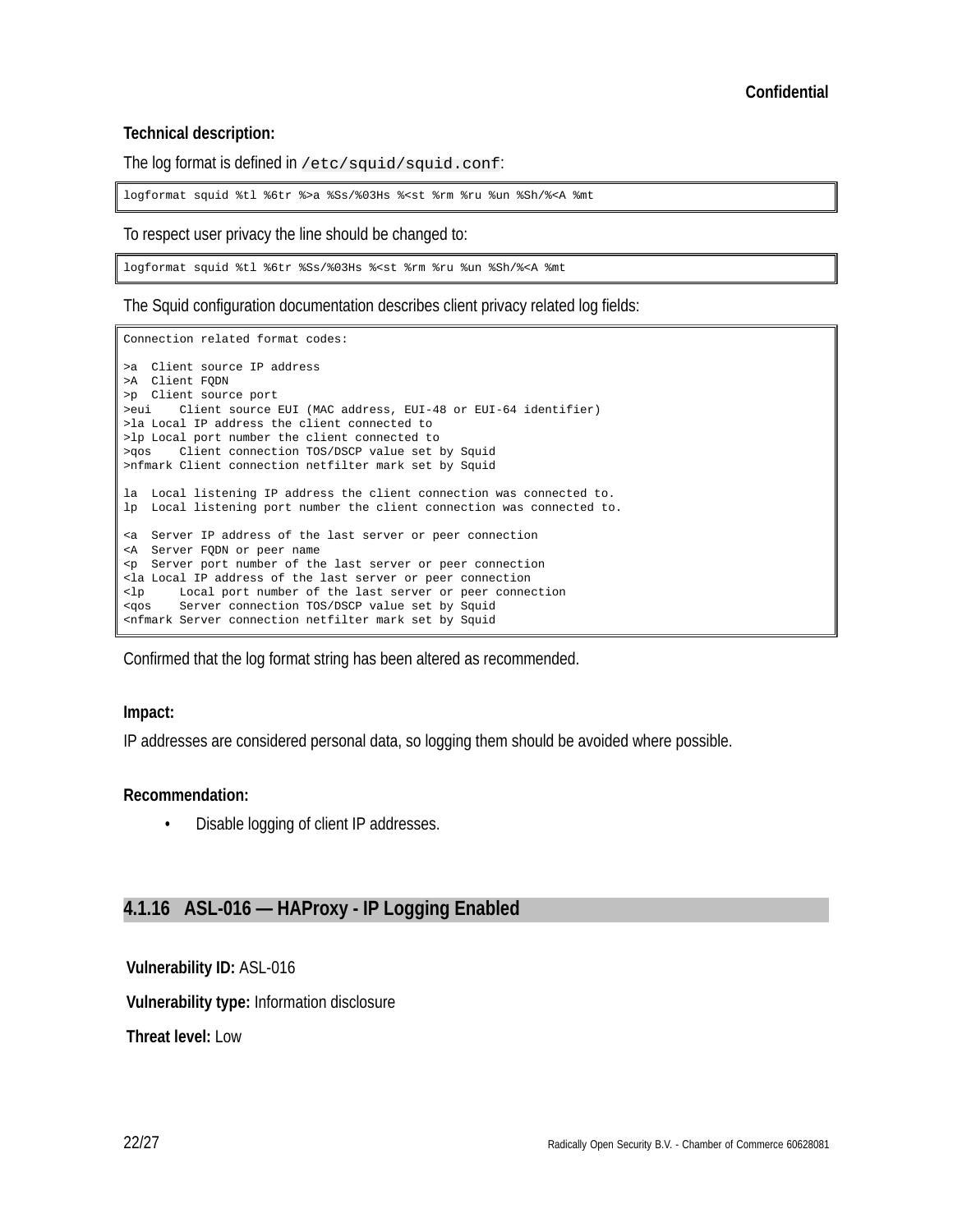**Technical description:**

The log format is defined in `/etc/squid/squid.conf`:

```
logformat squid %tl %6tr %>a %Ss/%03Hs %<st %rm %ru %un %Sh/%<A %mt
```

To respect user privacy the line should be changed to:

```
logformat squid %tl %6tr %Ss/%03Hs %<st %rm %ru %un %Sh/%<A %mt
```

The Squid configuration documentation describes client privacy related log fields:

```
Connection related format codes:

>a  Client source IP address
>A  Client FQDN
>p  Client source port
>eui    Client source EUI (MAC address, EUI-48 or EUI-64 identifier)
>la Local IP address the client connected to
>lp Local port number the client connected to
>qos    Client connection TOS/DSCP value set by Squid
>nfmark Client connection netfilter mark set by Squid

la  Local listening IP address the client connection was connected to.
lp  Local listening port number the client connection was connected to.

<a  Server IP address of the last server or peer connection
<A  Server FQDN or peer name
<p  Server port number of the last server or peer connection
<la Local IP address of the last server or peer connection
<lp     Local port number of the last server or peer connection
<qos    Server connection TOS/DSCP value set by Squid
<nfmark Server connection netfilter mark set by Squid
```

Confirmed that the log format string has been altered as recommended.

**Impact:**

IP addresses are considered personal data, so logging them should be avoided where possible.

**Recommendation:**

- Disable logging of client IP addresses.

### 4.1.16 ASL-016 — HAProxy - IP Logging Enabled

**Vulnerability ID:** ASL-016

**Vulnerability type:** Information disclosure

**Threat level:** Low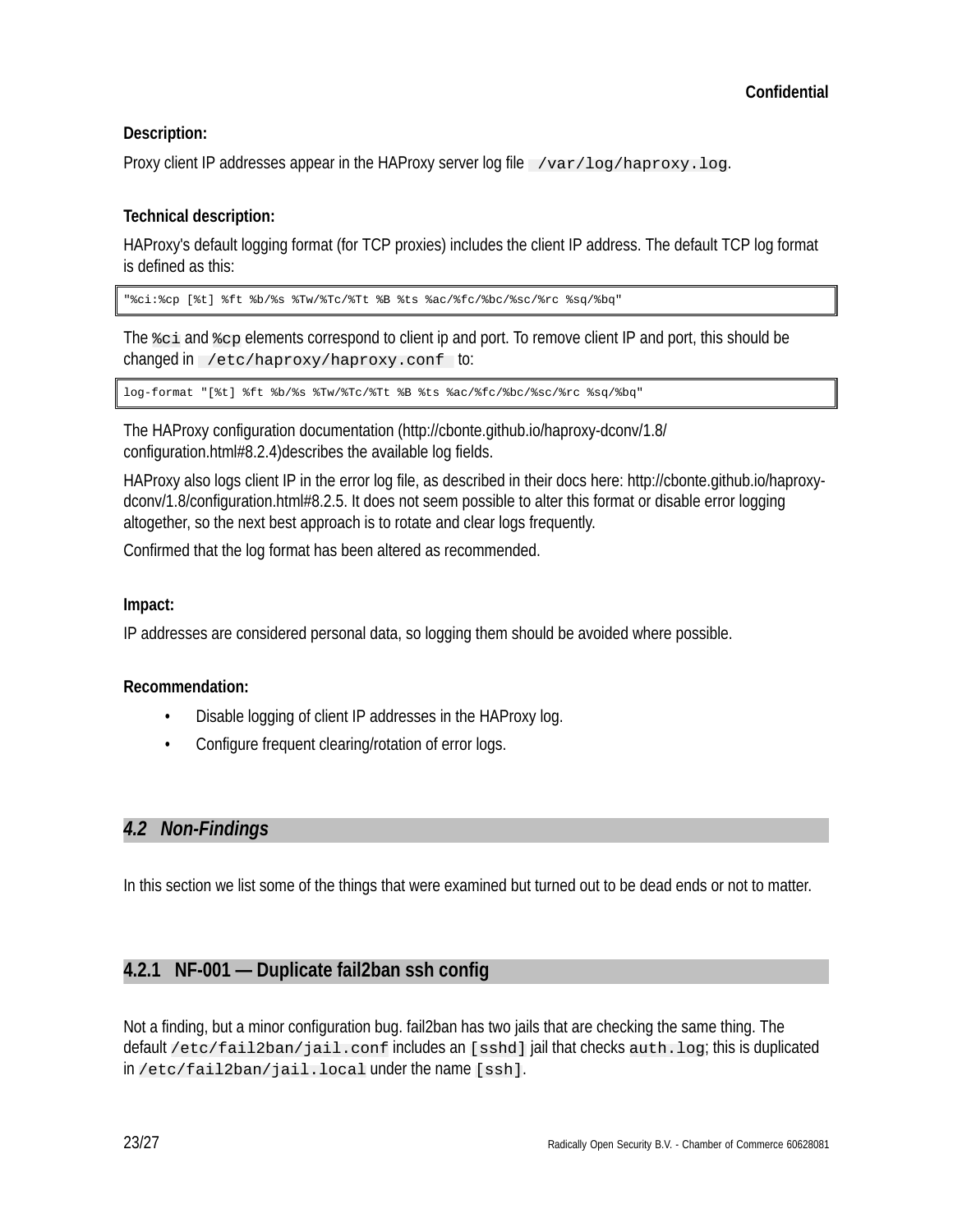**Description:**

Proxy client IP addresses appear in the HAProxy server log file `/var/log/haproxy.log`.

**Technical description:**

HAProxy's default logging format (for TCP proxies) includes the client IP address. The default TCP log format is defined as this:

```
"%ci:%cp [%t] %ft %b/%s %Tw/%Tc/%Tt %B %ts %ac/%fc/%bc/%sc/%rc %sq/%bq"
```

The `%ci` and `%cp` elements correspond to client ip and port. To remove client IP and port, this should be changed in `/etc/haproxy/haproxy.conf` to:

```
log-format "[%t] %ft %b/%s %Tw/%Tc/%Tt %B %ts %ac/%fc/%bc/%sc/%rc %sq/%bq"
```

The HAProxy configuration documentation (http://cbonte.github.io/haproxy-dconv/1.8/configuration.html#8.2.4)describes the available log fields.

HAProxy also logs client IP in the error log file, as described in their docs here: http://cbonte.github.io/haproxy-dconv/1.8/configuration.html#8.2.5. It does not seem possible to alter this format or disable error logging altogether, so the next best approach is to rotate and clear logs frequently.

Confirmed that the log format has been altered as recommended.

**Impact:**

IP addresses are considered personal data, so logging them should be avoided where possible.

**Recommendation:**

- Disable logging of client IP addresses in the HAProxy log.
- Configure frequent clearing/rotation of error logs.

## *4.2 Non-Findings*

In this section we list some of the things that were examined but turned out to be dead ends or not to matter.

### 4.2.1 NF-001 — Duplicate fail2ban ssh config

Not a finding, but a minor configuration bug. fail2ban has two jails that are checking the same thing. The default `/etc/fail2ban/jail.conf` includes an `[sshd]` jail that checks `auth.log`; this is duplicated in `/etc/fail2ban/jail.local` under the name `[ssh]`.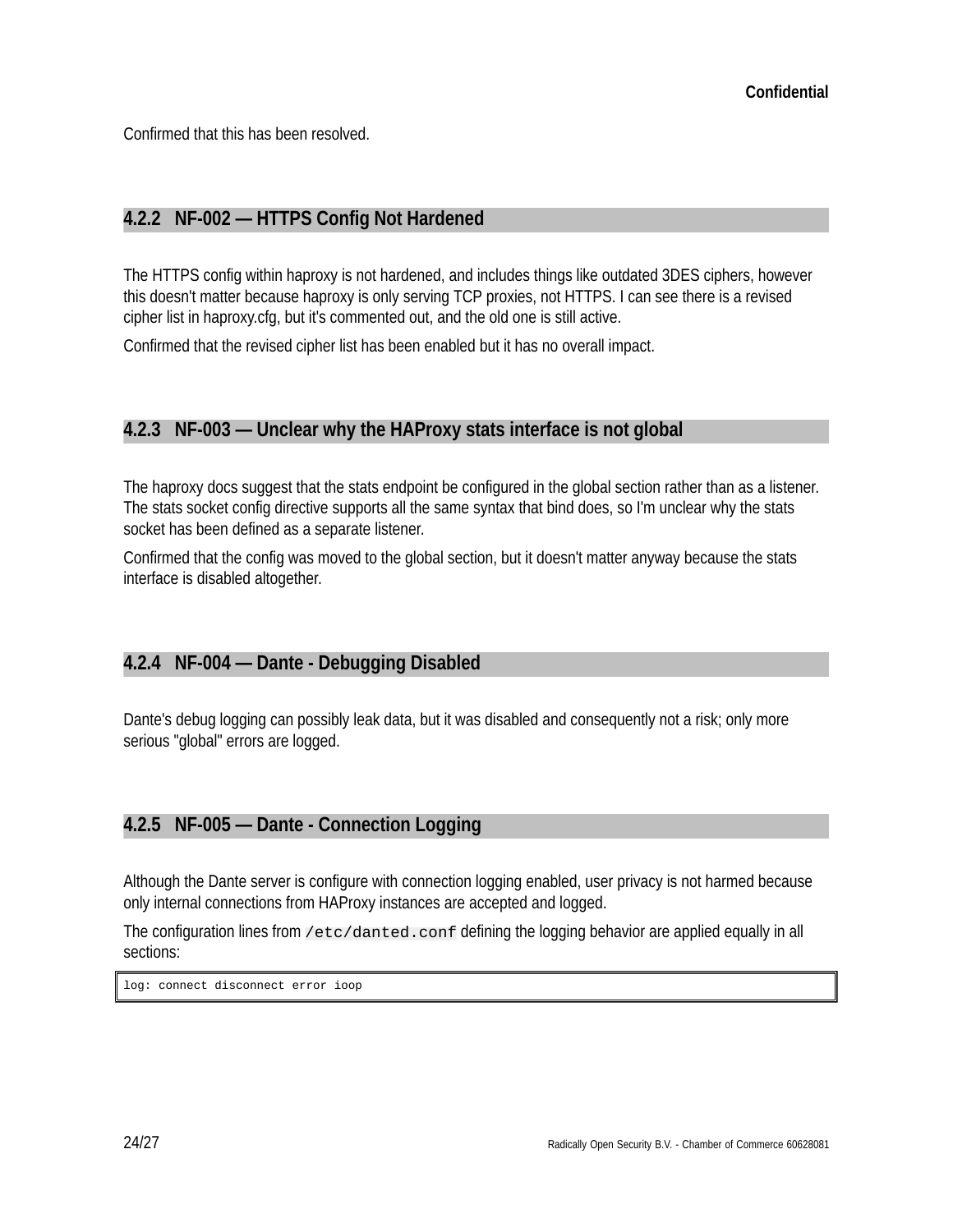Confirmed that this has been resolved.

### 4.2.2 NF-002 — HTTPS Config Not Hardened

The HTTPS config within haproxy is not hardened, and includes things like outdated 3DES ciphers, however this doesn't matter because haproxy is only serving TCP proxies, not HTTPS. I can see there is a revised cipher list in haproxy.cfg, but it's commented out, and the old one is still active.

Confirmed that the revised cipher list has been enabled but it has no overall impact.

### 4.2.3 NF-003 — Unclear why the HAProxy stats interface is not global

The haproxy docs suggest that the stats endpoint be configured in the global section rather than as a listener. The stats socket config directive supports all the same syntax that bind does, so I'm unclear why the stats socket has been defined as a separate listener.

Confirmed that the config was moved to the global section, but it doesn't matter anyway because the stats interface is disabled altogether.

### 4.2.4 NF-004 — Dante - Debugging Disabled

Dante's debug logging can possibly leak data, but it was disabled and consequently not a risk; only more serious "global" errors are logged.

### 4.2.5 NF-005 — Dante - Connection Logging

Although the Dante server is configure with connection logging enabled, user privacy is not harmed because only internal connections from HAProxy instances are accepted and logged.

The configuration lines from `/etc/danted.conf` defining the logging behavior are applied equally in all sections:

```
log: connect disconnect error ioop
```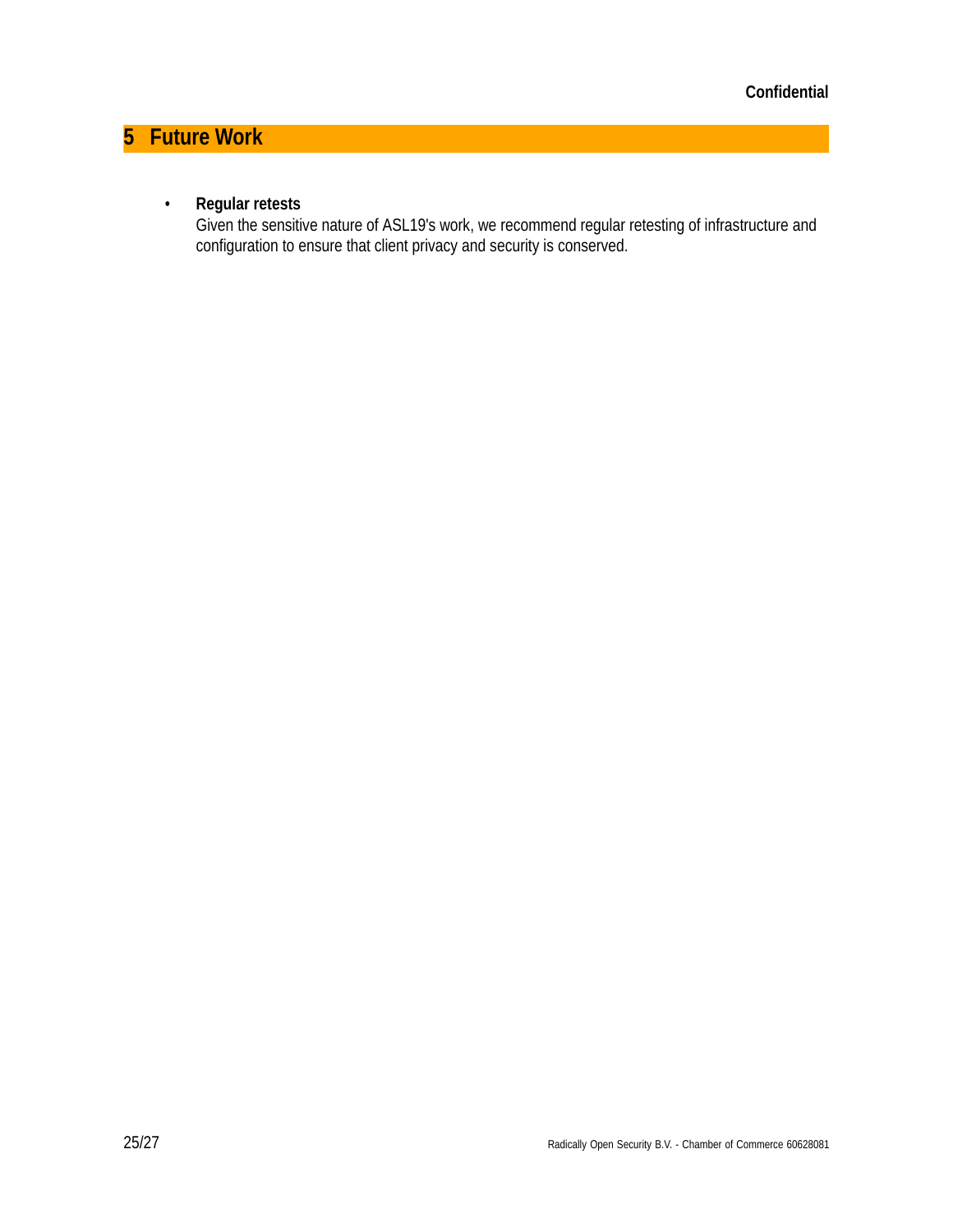# 5 Future Work

- **Regular retests**
  Given the sensitive nature of ASL19's work, we recommend regular retesting of infrastructure and configuration to ensure that client privacy and security is conserved.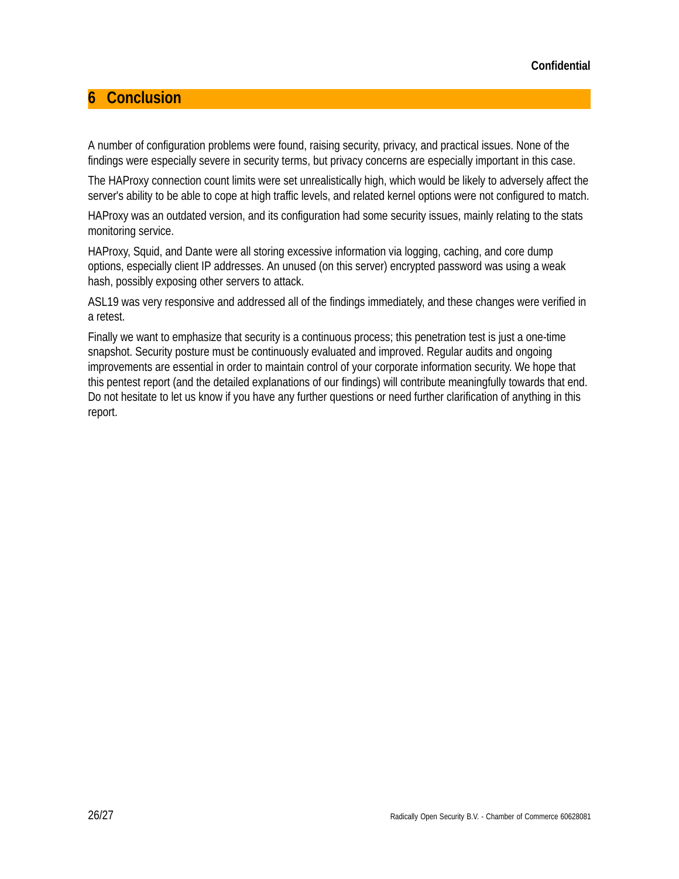# 6 Conclusion

A number of configuration problems were found, raising security, privacy, and practical issues. None of the findings were especially severe in security terms, but privacy concerns are especially important in this case.

The HAProxy connection count limits were set unrealistically high, which would be likely to adversely affect the server's ability to be able to cope at high traffic levels, and related kernel options were not configured to match.

HAProxy was an outdated version, and its configuration had some security issues, mainly relating to the stats monitoring service.

HAProxy, Squid, and Dante were all storing excessive information via logging, caching, and core dump options, especially client IP addresses. An unused (on this server) encrypted password was using a weak hash, possibly exposing other servers to attack.

ASL19 was very responsive and addressed all of the findings immediately, and these changes were verified in a retest.

Finally we want to emphasize that security is a continuous process; this penetration test is just a one-time snapshot. Security posture must be continuously evaluated and improved. Regular audits and ongoing improvements are essential in order to maintain control of your corporate information security. We hope that this pentest report (and the detailed explanations of our findings) will contribute meaningfully towards that end. Do not hesitate to let us know if you have any further questions or need further clarification of anything in this report.